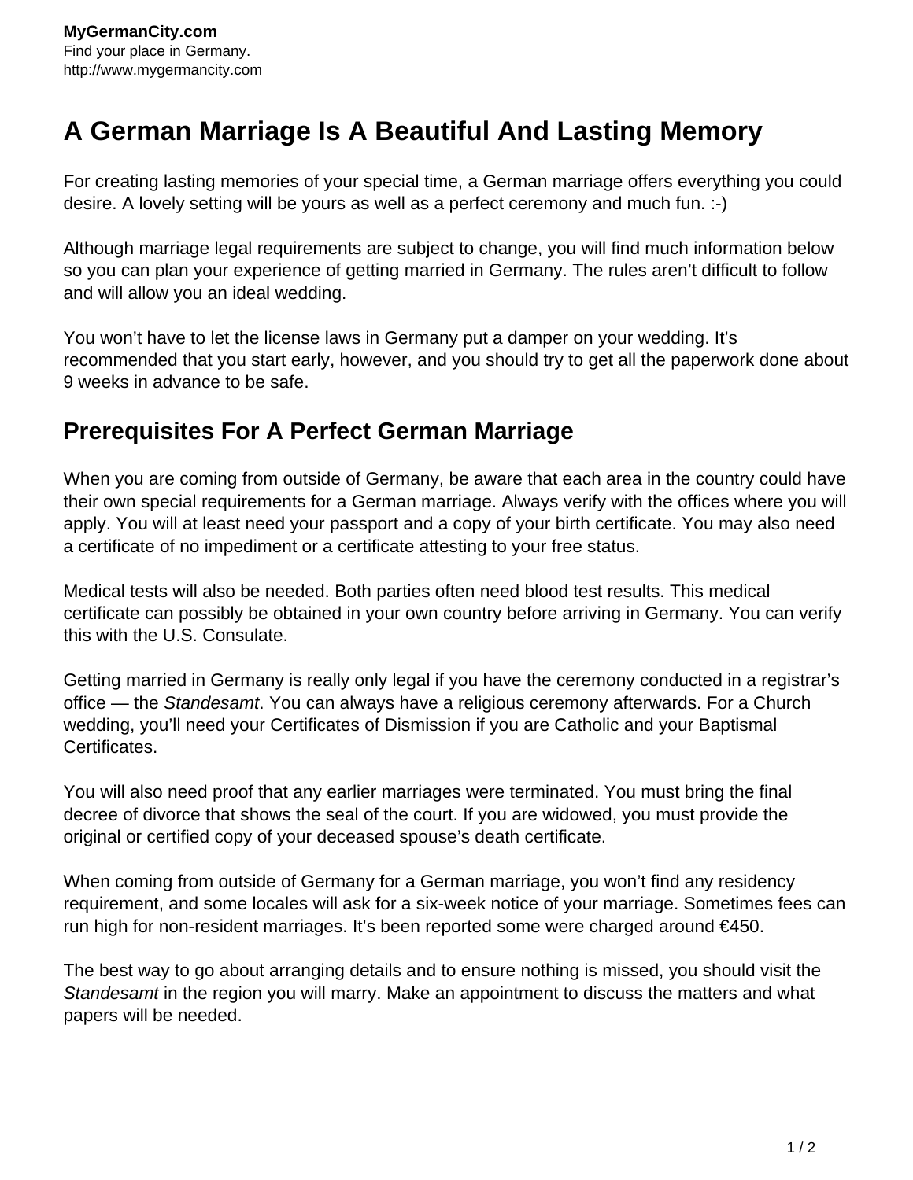# A German Marriage Is A Beautiful And Lasting Memory

For creating lasting memories of your special time, a German marriage offers everything you could desire. A lovely setting will be yours as well as a perfect ceremony and much fun. :-)

Although marriage legal requirements are subject to change, you will find much information below so you can plan your experience of getting married in Germany. The rules aren't difficult to follow and will allow you an ideal wedding.

You won't have to let the license laws in Germany put a damper on your wedding. It's recommended that you start early, however, and you should try to get all the paperwork done about 9 weeks in advance to be safe.

## Prerequisites For A Perfect German Marriage

When you are coming from outside of Germany, be aware that each area in the country could have their own special requirements for a German marriage. Always verify with the offices where you will apply. You will at least need your passport and a copy of your birth certificate. You may also need a certificate of no impediment or a certificate attesting to your free status.

Medical tests will also be needed. Both parties often need blood test results. This medical certificate can possibly be obtained in your own country before arriving in Germany. You can verify this with the U.S. Consulate.

Getting married in Germany is really only legal if you have the ceremony conducted in a registrar's office — the *Standesamt*. You can always have a religious ceremony afterwards. For a Church wedding, you'll need your Certificates of Dismission if you are Catholic and your Baptismal Certificates.

You will also need proof that any earlier marriages were terminated. You must bring the final decree of divorce that shows the seal of the court. If you are widowed, you must provide the original or certified copy of your deceased spouse's death certificate.

When coming from outside of Germany for a German marriage, you won't find any residency requirement, and some locales will ask for a six-week notice of your marriage. Sometimes fees can run high for non-resident marriages. It's been reported some were charged around €450.

The best way to go about arranging details and to ensure nothing is missed, you should visit the *Standesamt* in the region you will marry. Make an appointment to discuss the matters and what papers will be needed.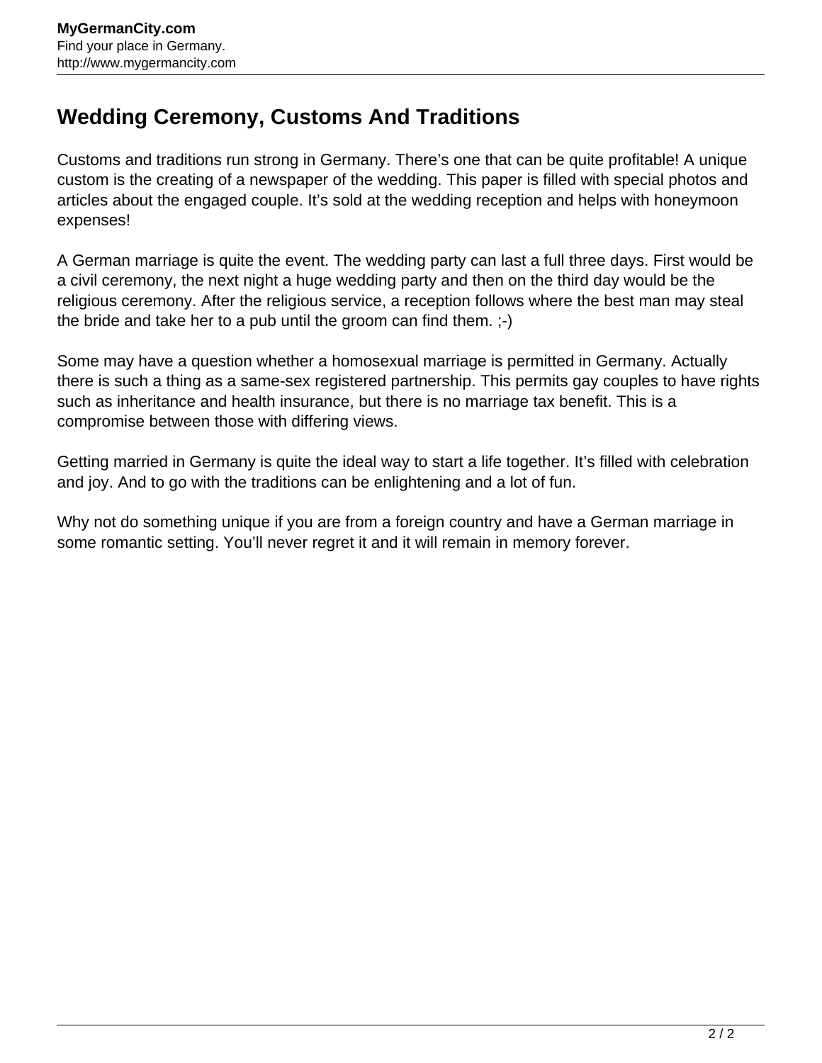# Wedding Ceremony, Customs And Traditions

Customs and traditions run strong in Germany. There's one that can be quite profitable! A unique custom is the creating of a newspaper of the wedding. This paper is filled with special photos and articles about the engaged couple. It's sold at the wedding reception and helps with honeymoon expenses!

A German marriage is quite the event. The wedding party can last a full three days. First would be a civil ceremony, the next night a huge wedding party and then on the third day would be the religious ceremony. After the religious service, a reception follows where the best man may steal the bride and take her to a pub until the groom can find them. ;-)

Some may have a question whether a homosexual marriage is permitted in Germany. Actually there is such a thing as a same-sex registered partnership. This permits gay couples to have rights such as inheritance and health insurance, but there is no marriage tax benefit. This is a compromise between those with differing views.

Getting married in Germany is quite the ideal way to start a life together. It's filled with celebration and joy. And to go with the traditions can be enlightening and a lot of fun.

Why not do something unique if you are from a foreign country and have a German marriage in some romantic setting. You'll never regret it and it will remain in memory forever.